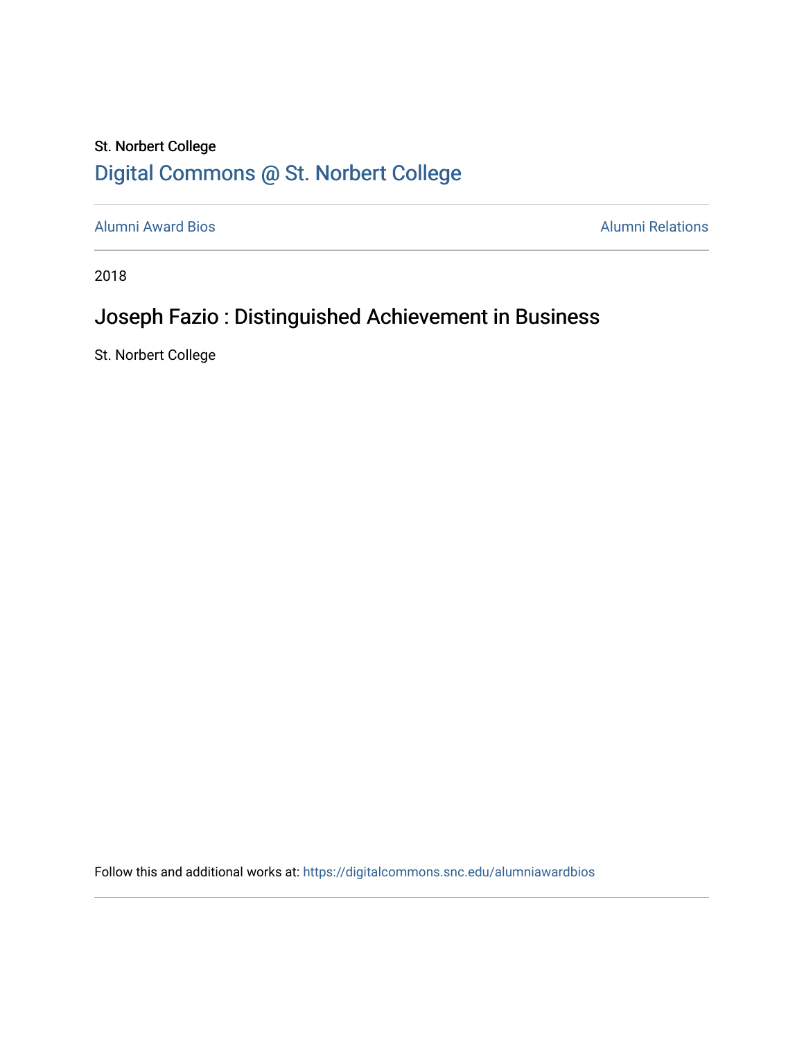St. Norbert College

Digital Commons @ St. Norbert College

Alumni Award Bios

Alumni Relations

2018

# Joseph Fazio : Distinguished Achievement in Business

St. Norbert College

Follow this and additional works at: https://digitalcommons.snc.edu/alumniawardbios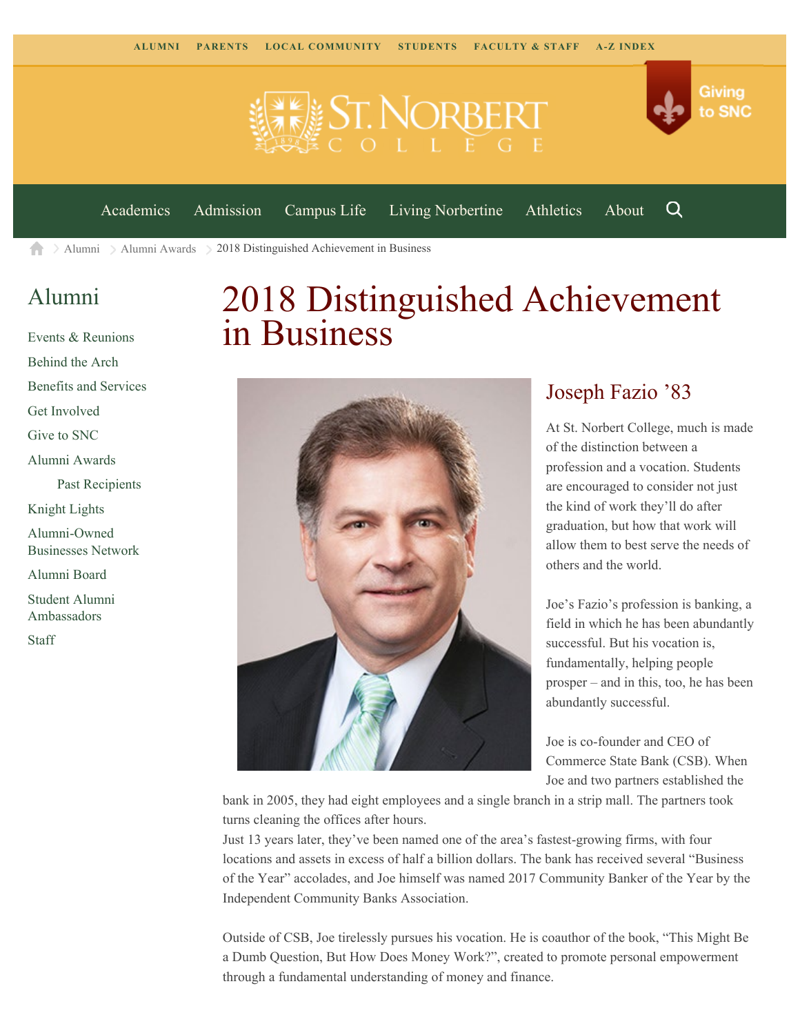ALUMNI PARENTS LOCAL COMMUNITY STUDENTS FACULTY & STAFF A-Z INDEX

Giving to SNC

Academics Admission Campus Life Living Norbertine Athletics About

Alumni > Alumni Awards > 2018 Distinguished Achievement in Business

## Alumni

- Events & Reunions
- Behind the Arch
- Benefits and Services
- Get Involved
- Give to SNC
- Alumni Awards
  - Past Recipients
- Knight Lights
- Alumni-Owned Businesses Network
- Alumni Board
- Student Alumni Ambassadors
- Staff

# 2018 Distinguished Achievement in Business

## Joseph Fazio '83

At St. Norbert College, much is made of the distinction between a profession and a vocation. Students are encouraged to consider not just the kind of work they'll do after graduation, but how that work will allow them to best serve the needs of others and the world.

Joe's Fazio's profession is banking, a field in which he has been abundantly successful. But his vocation is, fundamentally, helping people prosper – and in this, too, he has been abundantly successful.

Joe is co-founder and CEO of Commerce State Bank (CSB). When Joe and two partners established the bank in 2005, they had eight employees and a single branch in a strip mall. The partners took turns cleaning the offices after hours.
Just 13 years later, they've been named one of the area's fastest-growing firms, with four locations and assets in excess of half a billion dollars. The bank has received several "Business of the Year" accolades, and Joe himself was named 2017 Community Banker of the Year by the Independent Community Banks Association.

Outside of CSB, Joe tirelessly pursues his vocation. He is coauthor of the book, "This Might Be a Dumb Question, But How Does Money Work?", created to promote personal empowerment through a fundamental understanding of money and finance.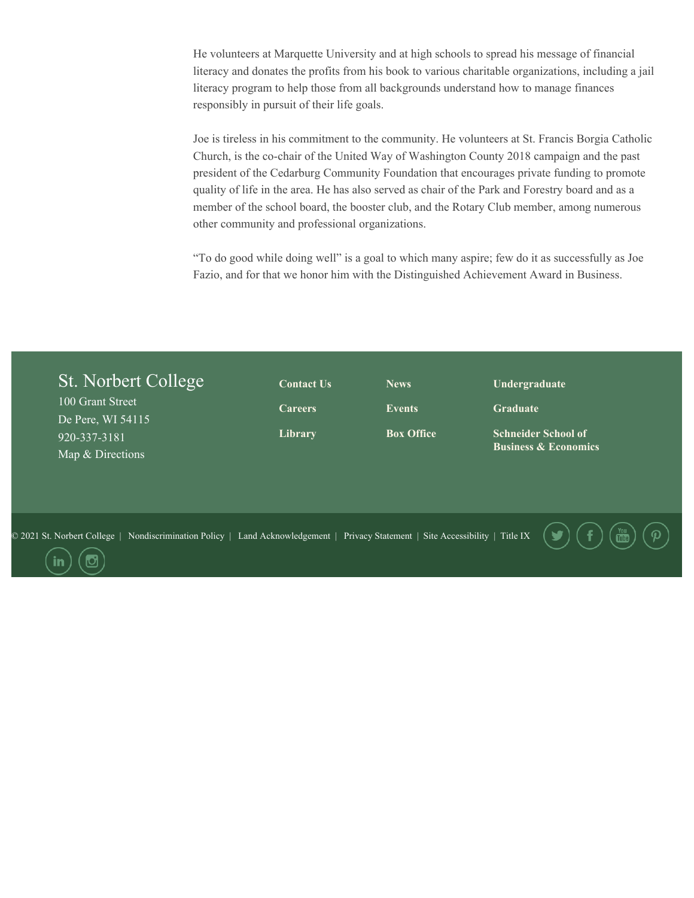He volunteers at Marquette University and at high schools to spread his message of financial literacy and donates the profits from his book to various charitable organizations, including a jail literacy program to help those from all backgrounds understand how to manage finances responsibly in pursuit of their life goals.

Joe is tireless in his commitment to the community. He volunteers at St. Francis Borgia Catholic Church, is the co-chair of the United Way of Washington County 2018 campaign and the past president of the Cedarburg Community Foundation that encourages private funding to promote quality of life in the area. He has also served as chair of the Park and Forestry board and as a member of the school board, the booster club, and the Rotary Club member, among numerous other community and professional organizations.

“To do good while doing well” is a goal to which many aspire; few do it as successfully as Joe Fazio, and for that we honor him with the Distinguished Achievement Award in Business.

St. Norbert College
100 Grant Street
De Pere, WI 54115
920-337-3181
Map & Directions

**Contact Us**
**Careers**
**Library**

**News**
**Events**
**Box Office**

**Undergraduate**
**Graduate**
**Schneider School of Business & Economics**

© 2021 St. Norbert College | Nondiscrimination Policy | Land Acknowledgement | Privacy Statement | Site Accessibility | Title IX